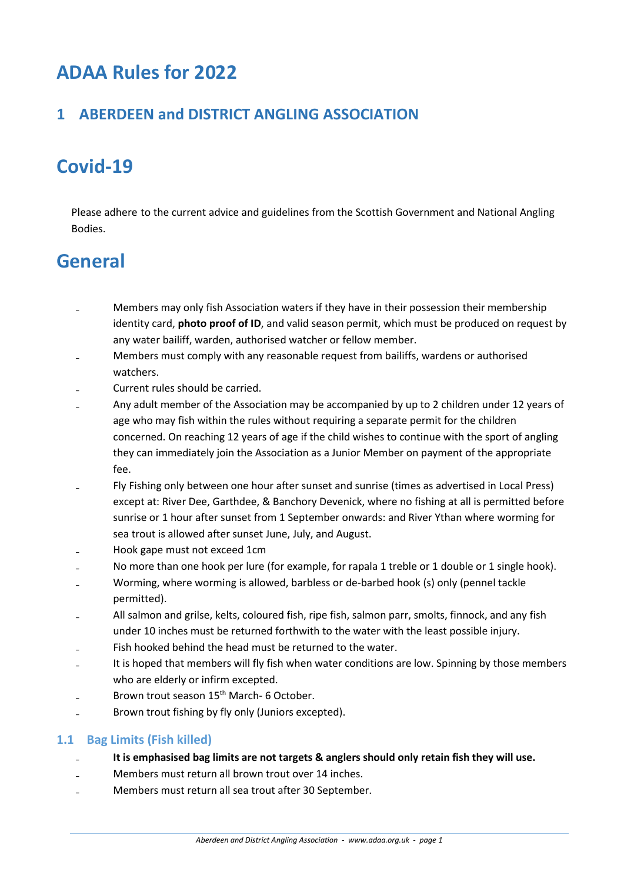# ADAA Rules for 2022

## 1 ABERDEEN and DISTRICT ANGLING ASSOCIATION

# Covid-19

Please adhere to the current advice and guidelines from the Scottish Government and National Angling Bodies.

# General

- Members may only fish Association waters if they have in their possession their membership identity card, **photo proof of ID**, and valid season permit, which must be produced on request by any water bailiff, warden, authorised watcher or fellow member.
- Members must comply with any reasonable request from bailiffs, wardens or authorised watchers.
- Current rules should be carried.
- Any adult member of the Association may be accompanied by up to 2 children under 12 years of age who may fish within the rules without requiring a separate permit for the children concerned. On reaching 12 years of age if the child wishes to continue with the sport of angling they can immediately join the Association as a Junior Member on payment of the appropriate fee.
- Fly Fishing only between one hour after sunset and sunrise (times as advertised in Local Press) except at: River Dee, Garthdee, & Banchory Devenick, where no fishing at all is permitted before sunrise or 1 hour after sunset from 1 September onwards: and River Ythan where worming for sea trout is allowed after sunset June, July, and August.
- Hook gape must not exceed 1cm
- No more than one hook per lure (for example, for rapala 1 treble or 1 double or 1 single hook).
- Worming, where worming is allowed, barbless or de-barbed hook (s) only (pennel tackle permitted).
- All salmon and grilse, kelts, coloured fish, ripe fish, salmon parr, smolts, finnock, and any fish under 10 inches must be returned forthwith to the water with the least possible injury.
- Fish hooked behind the head must be returned to the water.
- It is hoped that members will fly fish when water conditions are low. Spinning by those members who are elderly or infirm excepted.
- Brown trout season 15th March- 6 October.
- Brown trout fishing by fly only (Juniors excepted).

### 1.1 Bag Limits (Fish killed)

- **It is emphasised bag limits are not targets & anglers should only retain fish they will use.**
- Members must return all brown trout over 14 inches.
- Members must return all sea trout after 30 September.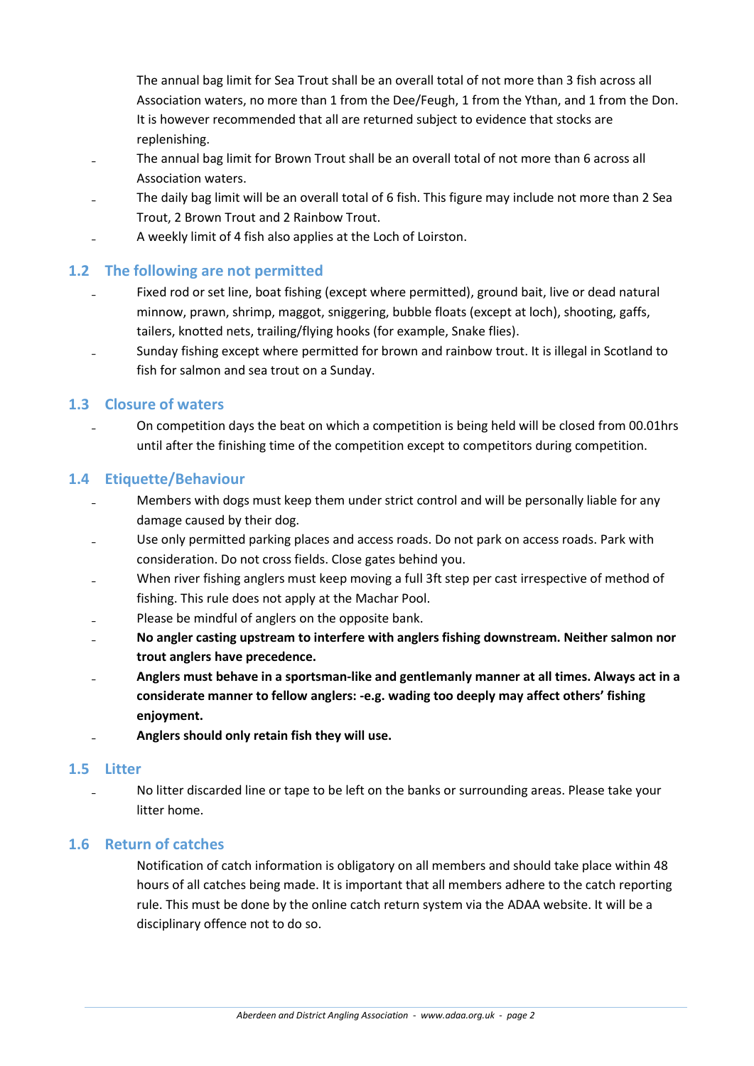The annual bag limit for Sea Trout shall be an overall total of not more than 3 fish across all Association waters, no more than 1 from the Dee/Feugh, 1 from the Ythan, and 1 from the Don. It is however recommended that all are returned subject to evidence that stocks are replenishing.

- The annual bag limit for Brown Trout shall be an overall total of not more than 6 across all Association waters.
- The daily bag limit will be an overall total of 6 fish. This figure may include not more than 2 Sea Trout, 2 Brown Trout and 2 Rainbow Trout.
- A weekly limit of 4 fish also applies at the Loch of Loirston.

## 1.2 The following are not permitted

- Fixed rod or set line, boat fishing (except where permitted), ground bait, live or dead natural minnow, prawn, shrimp, maggot, sniggering, bubble floats (except at loch), shooting, gaffs, tailers, knotted nets, trailing/flying hooks (for example, Snake flies).
- Sunday fishing except where permitted for brown and rainbow trout. It is illegal in Scotland to fish for salmon and sea trout on a Sunday.

## 1.3 Closure of waters

- On competition days the beat on which a competition is being held will be closed from 00.01hrs until after the finishing time of the competition except to competitors during competition.

## 1.4 Etiquette/Behaviour

- Members with dogs must keep them under strict control and will be personally liable for any damage caused by their dog.
- Use only permitted parking places and access roads. Do not park on access roads. Park with consideration. Do not cross fields. Close gates behind you.
- When river fishing anglers must keep moving a full 3ft step per cast irrespective of method of fishing. This rule does not apply at the Machar Pool.
- Please be mindful of anglers on the opposite bank.
- **No angler casting upstream to interfere with anglers fishing downstream. Neither salmon nor trout anglers have precedence.**
- **Anglers must behave in a sportsman-like and gentlemanly manner at all times. Always act in a considerate manner to fellow anglers: -e.g. wading too deeply may affect others' fishing enjoyment.**
- **Anglers should only retain fish they will use.**

## 1.5 Litter

- No litter discarded line or tape to be left on the banks or surrounding areas. Please take your litter home.

## 1.6 Return of catches

Notification of catch information is obligatory on all members and should take place within 48 hours of all catches being made. It is important that all members adhere to the catch reporting rule. This must be done by the online catch return system via the ADAA website. It will be a disciplinary offence not to do so.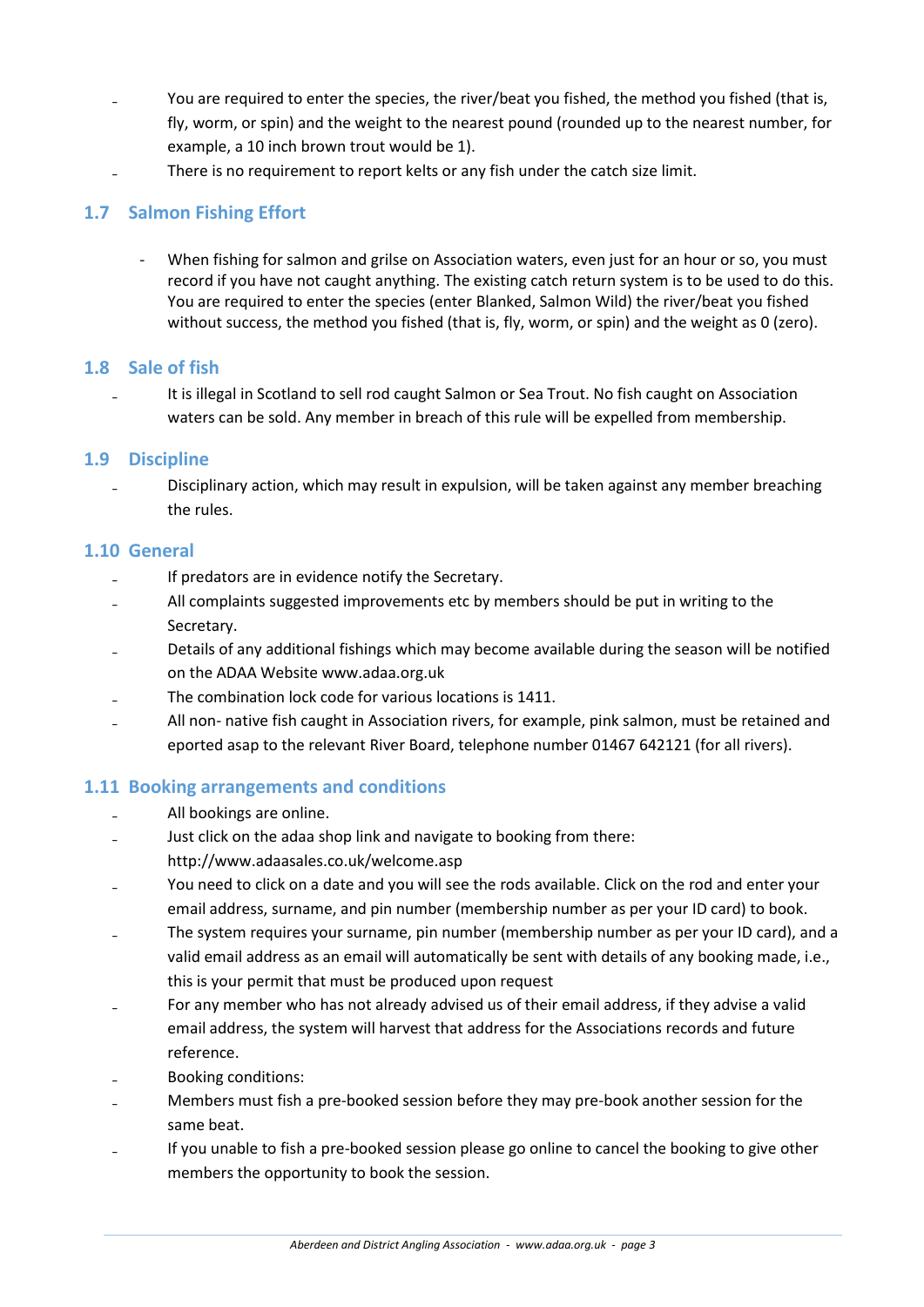- You are required to enter the species, the river/beat you fished, the method you fished (that is, fly, worm, or spin) and the weight to the nearest pound (rounded up to the nearest number, for example, a 10 inch brown trout would be 1).
- There is no requirement to report kelts or any fish under the catch size limit.

## 1.7 Salmon Fishing Effort

- When fishing for salmon and grilse on Association waters, even just for an hour or so, you must record if you have not caught anything. The existing catch return system is to be used to do this. You are required to enter the species (enter Blanked, Salmon Wild) the river/beat you fished without success, the method you fished (that is, fly, worm, or spin) and the weight as 0 (zero).

## 1.8 Sale of fish

- It is illegal in Scotland to sell rod caught Salmon or Sea Trout. No fish caught on Association waters can be sold. Any member in breach of this rule will be expelled from membership.

## 1.9 Discipline

- Disciplinary action, which may result in expulsion, will be taken against any member breaching the rules.

## 1.10 General

- If predators are in evidence notify the Secretary.
- All complaints suggested improvements etc by members should be put in writing to the Secretary.
- Details of any additional fishings which may become available during the season will be notified on the ADAA Website www.adaa.org.uk
- The combination lock code for various locations is 1411.
- All non- native fish caught in Association rivers, for example, pink salmon, must be retained and eported asap to the relevant River Board, telephone number 01467 642121 (for all rivers).

## 1.11 Booking arrangements and conditions

- All bookings are online.
- Just click on the adaa shop link and navigate to booking from there: http://www.adaasales.co.uk/welcome.asp
- You need to click on a date and you will see the rods available. Click on the rod and enter your email address, surname, and pin number (membership number as per your ID card) to book.
- The system requires your surname, pin number (membership number as per your ID card), and a valid email address as an email will automatically be sent with details of any booking made, i.e., this is your permit that must be produced upon request
- For any member who has not already advised us of their email address, if they advise a valid email address, the system will harvest that address for the Associations records and future reference.
- Booking conditions:
- Members must fish a pre-booked session before they may pre-book another session for the same beat.
- If you unable to fish a pre-booked session please go online to cancel the booking to give other members the opportunity to book the session.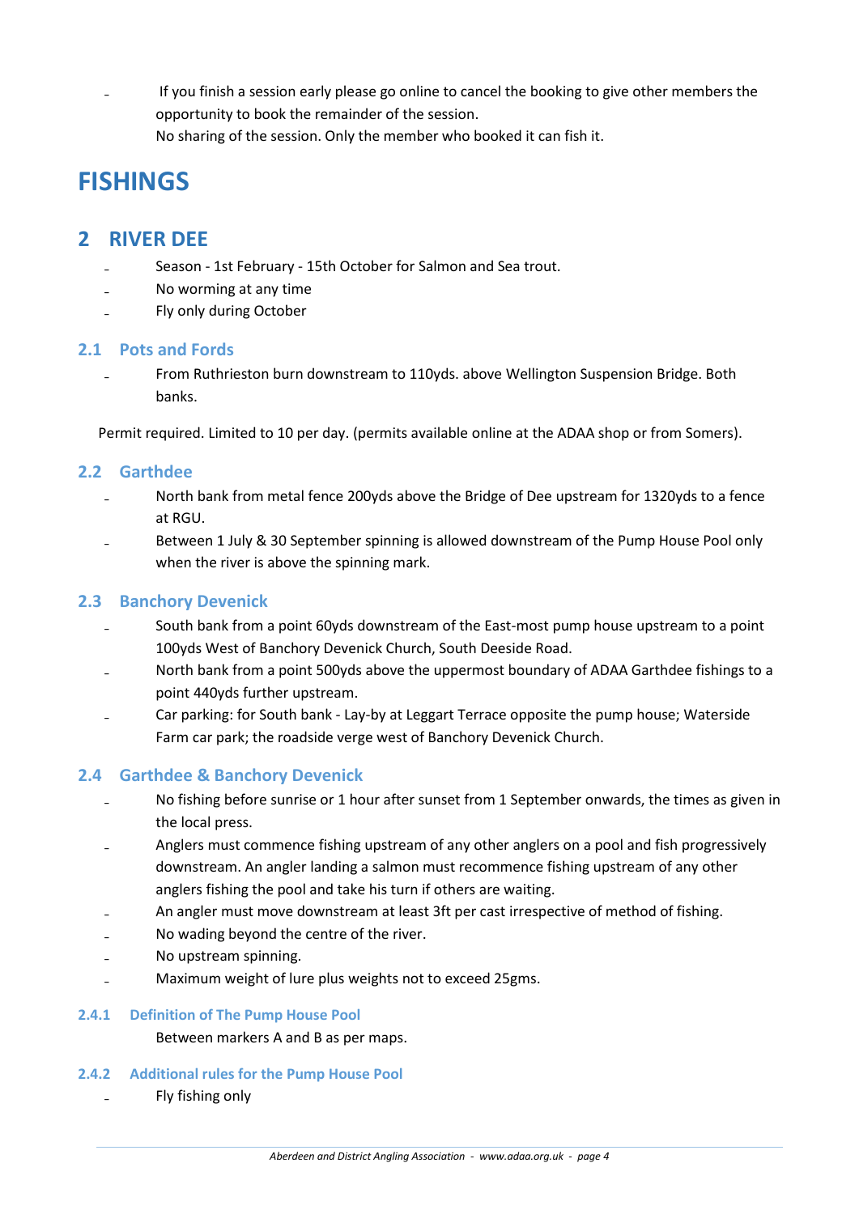- If you finish a session early please go online to cancel the booking to give other members the opportunity to book the remainder of the session.
  No sharing of the session. Only the member who booked it can fish it.

# FISHINGS

## 2 RIVER DEE

- Season - 1st February - 15th October for Salmon and Sea trout.
- No worming at any time
- Fly only during October

### 2.1 Pots and Fords

- From Ruthrieston burn downstream to 110yds. above Wellington Suspension Bridge. Both banks.

Permit required. Limited to 10 per day. (permits available online at the ADAA shop or from Somers).

### 2.2 Garthdee

- North bank from metal fence 200yds above the Bridge of Dee upstream for 1320yds to a fence at RGU.
- Between 1 July & 30 September spinning is allowed downstream of the Pump House Pool only when the river is above the spinning mark.

### 2.3 Banchory Devenick

- South bank from a point 60yds downstream of the East-most pump house upstream to a point 100yds West of Banchory Devenick Church, South Deeside Road.
- North bank from a point 500yds above the uppermost boundary of ADAA Garthdee fishings to a point 440yds further upstream.
- Car parking: for South bank - Lay-by at Leggart Terrace opposite the pump house; Waterside Farm car park; the roadside verge west of Banchory Devenick Church.

### 2.4 Garthdee & Banchory Devenick

- No fishing before sunrise or 1 hour after sunset from 1 September onwards, the times as given in the local press.
- Anglers must commence fishing upstream of any other anglers on a pool and fish progressively downstream. An angler landing a salmon must recommence fishing upstream of any other anglers fishing the pool and take his turn if others are waiting.
- An angler must move downstream at least 3ft per cast irrespective of method of fishing.
- No wading beyond the centre of the river.
- No upstream spinning.
- Maximum weight of lure plus weights not to exceed 25gms.

#### 2.4.1 Definition of The Pump House Pool

Between markers A and B as per maps.

#### 2.4.2 Additional rules for the Pump House Pool

- Fly fishing only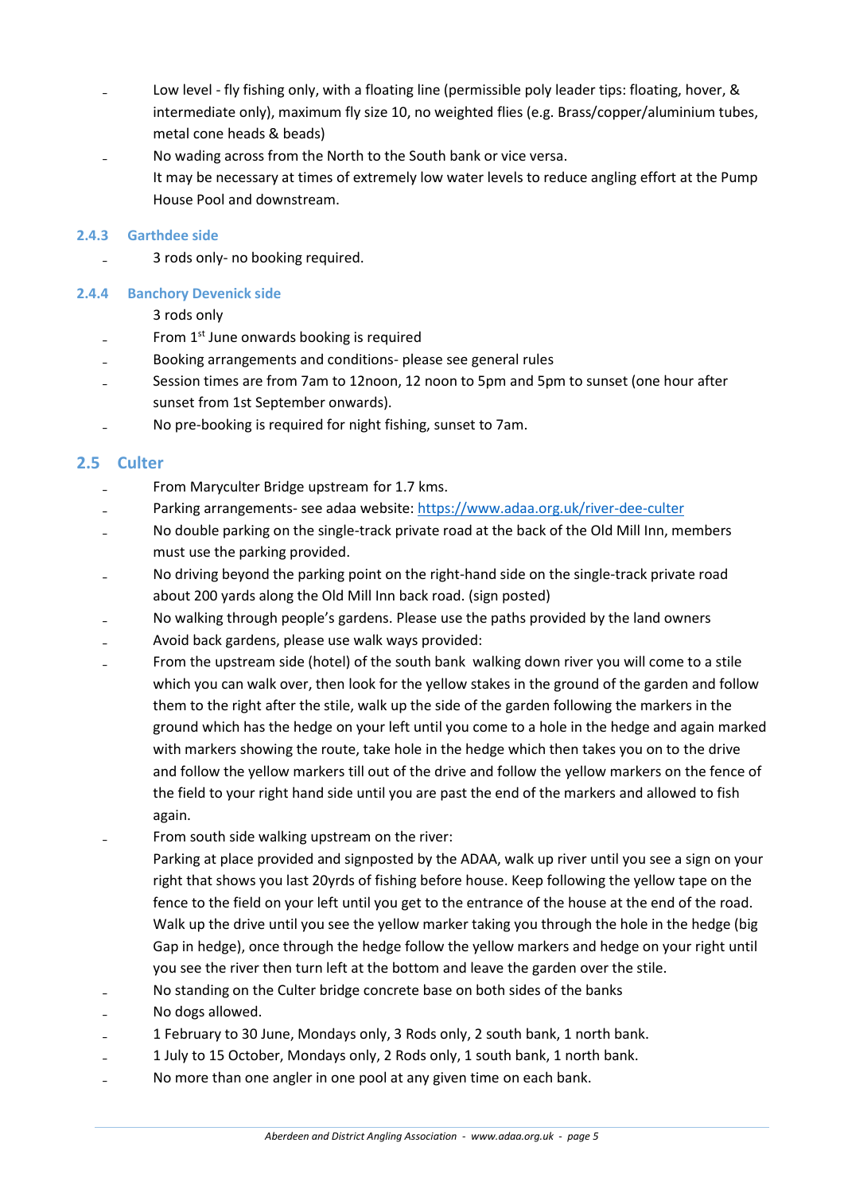- Low level - fly fishing only, with a floating line (permissible poly leader tips: floating, hover, & intermediate only), maximum fly size 10, no weighted flies (e.g. Brass/copper/aluminium tubes, metal cone heads & beads)
- No wading across from the North to the South bank or vice versa.
  It may be necessary at times of extremely low water levels to reduce angling effort at the Pump House Pool and downstream.

### 2.4.3 Garthdee side

- 3 rods only- no booking required.

### 2.4.4 Banchory Devenick side

3 rods only

- From 1st June onwards booking is required
- Booking arrangements and conditions- please see general rules
- Session times are from 7am to 12noon, 12 noon to 5pm and 5pm to sunset (one hour after sunset from 1st September onwards).
- No pre-booking is required for night fishing, sunset to 7am.

## 2.5 Culter

- From Maryculter Bridge upstream for 1.7 kms.
- Parking arrangements- see adaa website: https://www.adaa.org.uk/river-dee-culter
- No double parking on the single-track private road at the back of the Old Mill Inn, members must use the parking provided.
- No driving beyond the parking point on the right-hand side on the single-track private road about 200 yards along the Old Mill Inn back road. (sign posted)
- No walking through people's gardens. Please use the paths provided by the land owners
- Avoid back gardens, please use walk ways provided:
- From the upstream side (hotel) of the south bank walking down river you will come to a stile which you can walk over, then look for the yellow stakes in the ground of the garden and follow them to the right after the stile, walk up the side of the garden following the markers in the ground which has the hedge on your left until you come to a hole in the hedge and again marked with markers showing the route, take hole in the hedge which then takes you on to the drive and follow the yellow markers till out of the drive and follow the yellow markers on the fence of the field to your right hand side until you are past the end of the markers and allowed to fish again.
- From south side walking upstream on the river:
  Parking at place provided and signposted by the ADAA, walk up river until you see a sign on your right that shows you last 20yrds of fishing before house. Keep following the yellow tape on the fence to the field on your left until you get to the entrance of the house at the end of the road. Walk up the drive until you see the yellow marker taking you through the hole in the hedge (big Gap in hedge), once through the hedge follow the yellow markers and hedge on your right until you see the river then turn left at the bottom and leave the garden over the stile.
- No standing on the Culter bridge concrete base on both sides of the banks
- No dogs allowed.
- 1 February to 30 June, Mondays only, 3 Rods only, 2 south bank, 1 north bank.
- 1 July to 15 October, Mondays only, 2 Rods only, 1 south bank, 1 north bank.
- No more than one angler in one pool at any given time on each bank.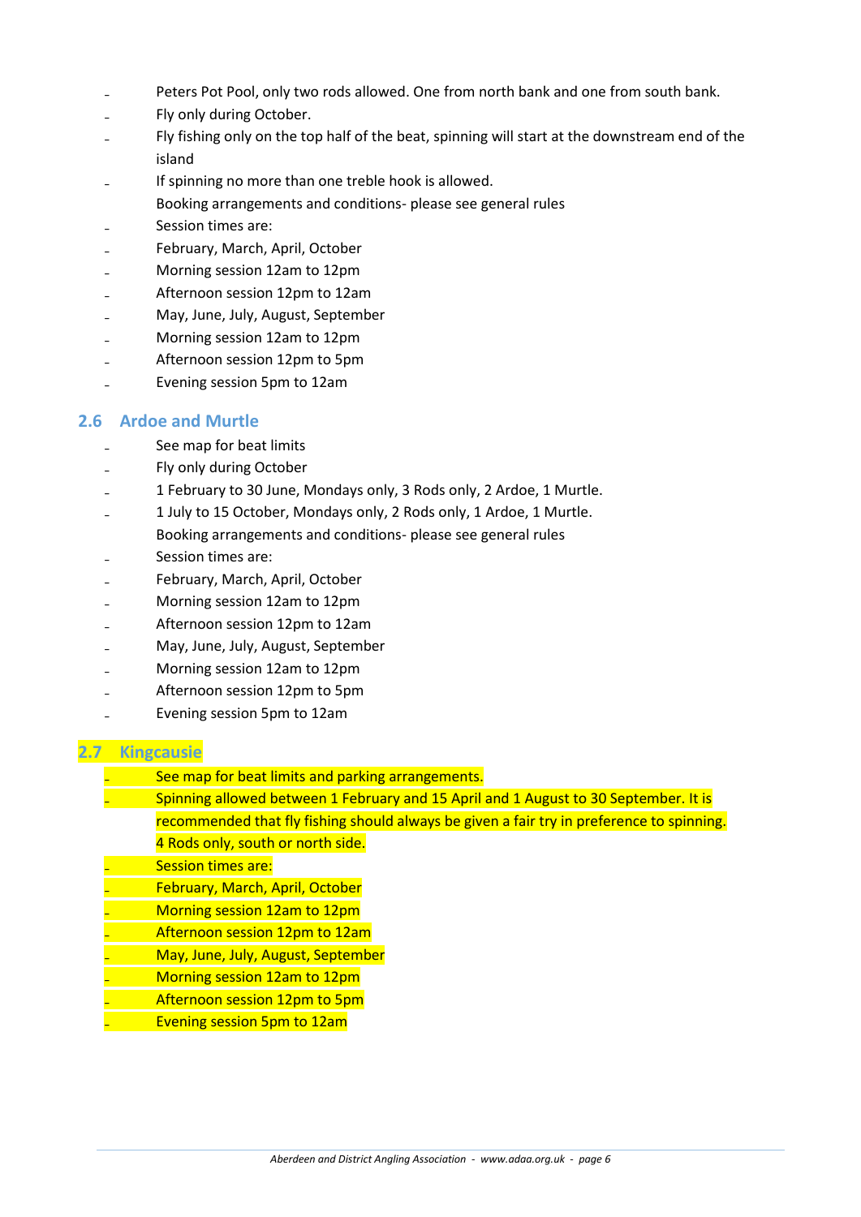- Peters Pot Pool, only two rods allowed. One from north bank and one from south bank.
- Fly only during October.
- Fly fishing only on the top half of the beat, spinning will start at the downstream end of the island
- If spinning no more than one treble hook is allowed.

  Booking arrangements and conditions- please see general rules
- Session times are:
- February, March, April, October
- Morning session 12am to 12pm
- Afternoon session 12pm to 12am
- May, June, July, August, September
- Morning session 12am to 12pm
- Afternoon session 12pm to 5pm
- Evening session 5pm to 12am

## 2.6 Ardoe and Murtle

- See map for beat limits
- Fly only during October
- 1 February to 30 June, Mondays only, 3 Rods only, 2 Ardoe, 1 Murtle.
- 1 July to 15 October, Mondays only, 2 Rods only, 1 Ardoe, 1 Murtle.

  Booking arrangements and conditions- please see general rules
- Session times are:
- February, March, April, October
- Morning session 12am to 12pm
- Afternoon session 12pm to 12am
- May, June, July, August, September
- Morning session 12am to 12pm
- Afternoon session 12pm to 5pm
- Evening session 5pm to 12am

## 2.7 Kingcausie

- See map for beat limits and parking arrangements.
- Spinning allowed between 1 February and 15 April and 1 August to 30 September. It is recommended that fly fishing should always be given a fair try in preference to spinning.

  4 Rods only, south or north side.
- Session times are:
- February, March, April, October
- Morning session 12am to 12pm
- Afternoon session 12pm to 12am
- May, June, July, August, September
- Morning session 12am to 12pm
- Afternoon session 12pm to 5pm
- Evening session 5pm to 12am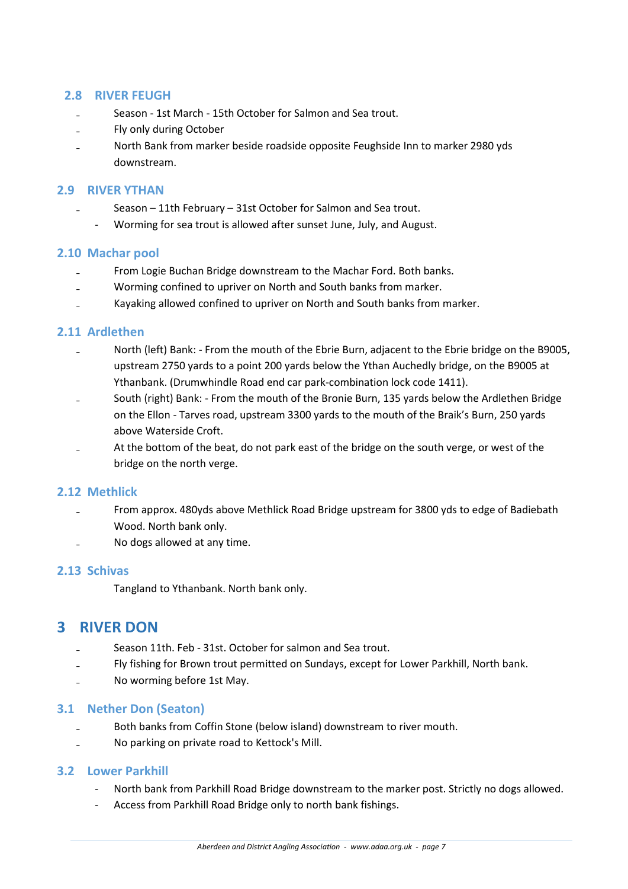### 2.8 RIVER FEUGH

- Season - 1st March - 15th October for Salmon and Sea trout.
- Fly only during October
- North Bank from marker beside roadside opposite Feughside Inn to marker 2980 yds downstream.

### 2.9 RIVER YTHAN

- Season – 11th February – 31st October for Salmon and Sea trout.
- Worming for sea trout is allowed after sunset June, July, and August.

### 2.10 Machar pool

- From Logie Buchan Bridge downstream to the Machar Ford. Both banks.
- Worming confined to upriver on North and South banks from marker.
- Kayaking allowed confined to upriver on North and South banks from marker.

### 2.11 Ardlethen

- North (left) Bank: - From the mouth of the Ebrie Burn, adjacent to the Ebrie bridge on the B9005, upstream 2750 yards to a point 200 yards below the Ythan Auchedly bridge, on the B9005 at Ythanbank. (Drumwhindle Road end car park-combination lock code 1411).
- South (right) Bank: - From the mouth of the Bronie Burn, 135 yards below the Ardlethen Bridge on the Ellon - Tarves road, upstream 3300 yards to the mouth of the Braik's Burn, 250 yards above Waterside Croft.
- At the bottom of the beat, do not park east of the bridge on the south verge, or west of the bridge on the north verge.

### 2.12 Methlick

- From approx. 480yds above Methlick Road Bridge upstream for 3800 yds to edge of Badiebath Wood. North bank only.
- No dogs allowed at any time.

### 2.13 Schivas

Tangland to Ythanbank. North bank only.

## 3 RIVER DON

- Season 11th. Feb - 31st. October for salmon and Sea trout.
- Fly fishing for Brown trout permitted on Sundays, except for Lower Parkhill, North bank.
- No worming before 1st May.

### 3.1 Nether Don (Seaton)

- Both banks from Coffin Stone (below island) downstream to river mouth.
- No parking on private road to Kettock's Mill.

### 3.2 Lower Parkhill

- North bank from Parkhill Road Bridge downstream to the marker post. Strictly no dogs allowed.
- Access from Parkhill Road Bridge only to north bank fishings.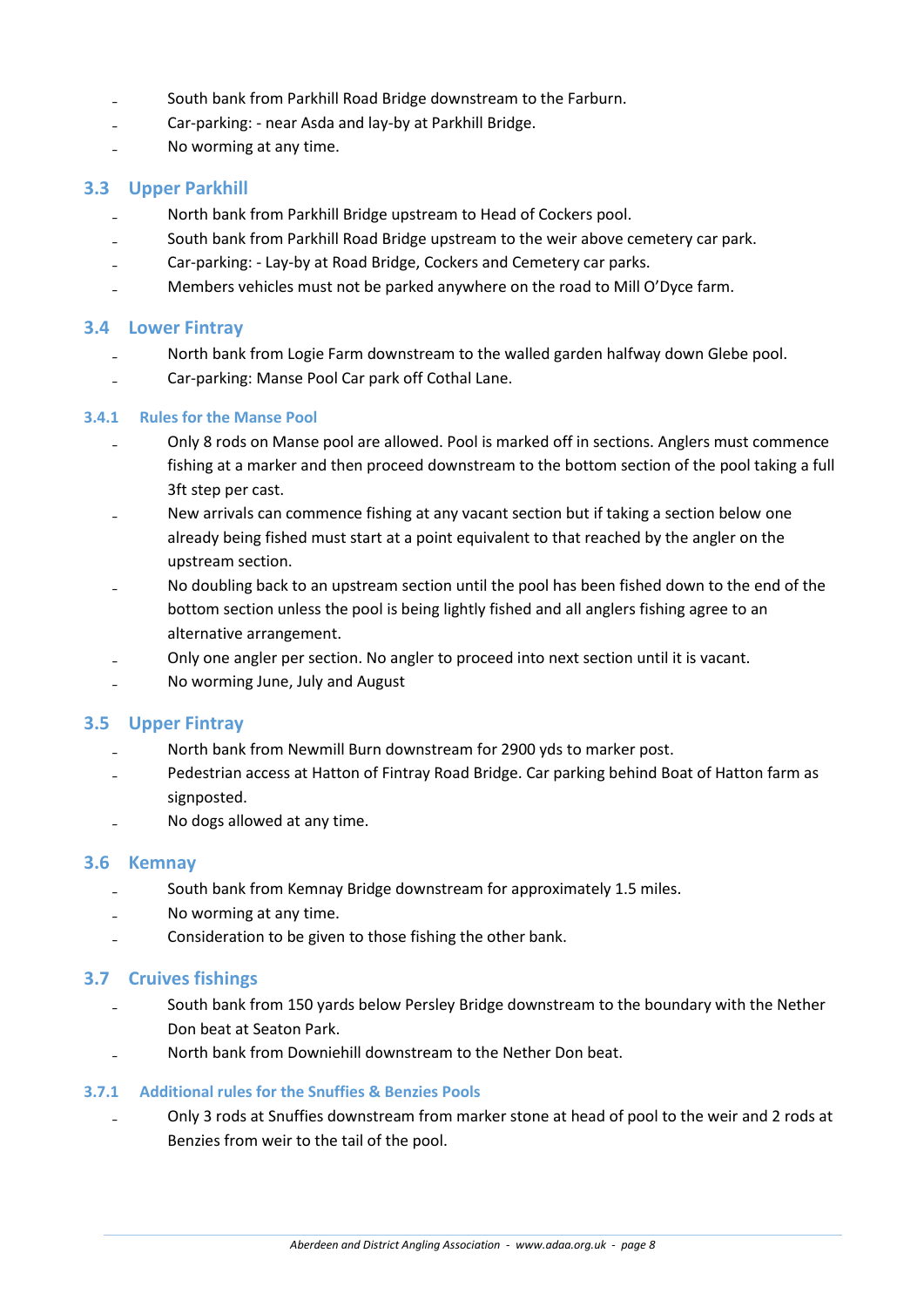- South bank from Parkhill Road Bridge downstream to the Farburn.
- Car-parking: - near Asda and lay-by at Parkhill Bridge.
- No worming at any time.

## 3.3 Upper Parkhill

- North bank from Parkhill Bridge upstream to Head of Cockers pool.
- South bank from Parkhill Road Bridge upstream to the weir above cemetery car park.
- Car-parking: - Lay-by at Road Bridge, Cockers and Cemetery car parks.
- Members vehicles must not be parked anywhere on the road to Mill O'Dyce farm.

## 3.4 Lower Fintray

- North bank from Logie Farm downstream to the walled garden halfway down Glebe pool.
- Car-parking: Manse Pool Car park off Cothal Lane.

### 3.4.1 Rules for the Manse Pool

- Only 8 rods on Manse pool are allowed. Pool is marked off in sections. Anglers must commence fishing at a marker and then proceed downstream to the bottom section of the pool taking a full 3ft step per cast.
- New arrivals can commence fishing at any vacant section but if taking a section below one already being fished must start at a point equivalent to that reached by the angler on the upstream section.
- No doubling back to an upstream section until the pool has been fished down to the end of the bottom section unless the pool is being lightly fished and all anglers fishing agree to an alternative arrangement.
- Only one angler per section. No angler to proceed into next section until it is vacant.
- No worming June, July and August

## 3.5 Upper Fintray

- North bank from Newmill Burn downstream for 2900 yds to marker post.
- Pedestrian access at Hatton of Fintray Road Bridge. Car parking behind Boat of Hatton farm as signposted.
- No dogs allowed at any time.

## 3.6 Kemnay

- South bank from Kemnay Bridge downstream for approximately 1.5 miles.
- No worming at any time.
- Consideration to be given to those fishing the other bank.

## 3.7 Cruives fishings

- South bank from 150 yards below Persley Bridge downstream to the boundary with the Nether Don beat at Seaton Park.
- North bank from Downiehill downstream to the Nether Don beat.

### 3.7.1 Additional rules for the Snuffies & Benzies Pools

- Only 3 rods at Snuffies downstream from marker stone at head of pool to the weir and 2 rods at Benzies from weir to the tail of the pool.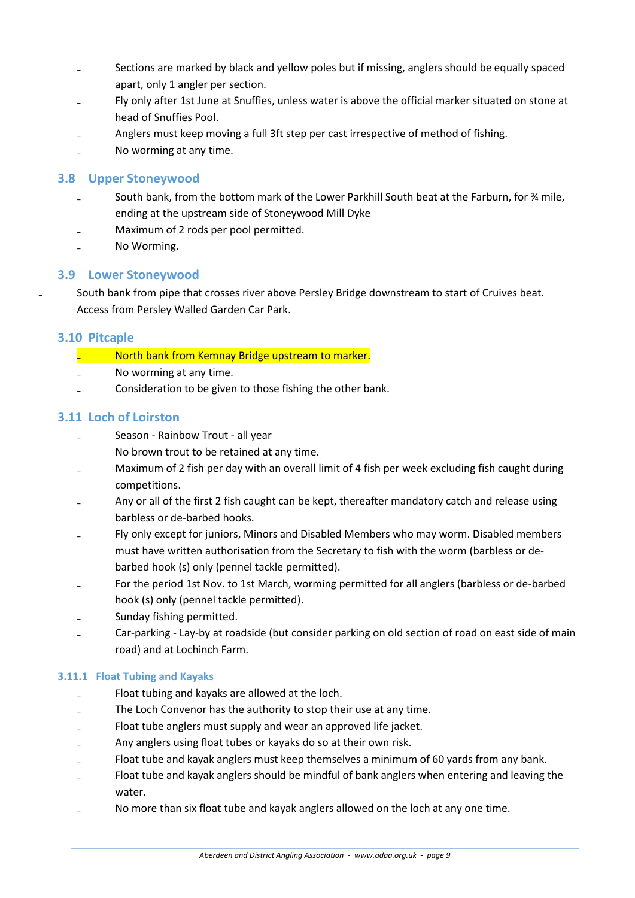- Sections are marked by black and yellow poles but if missing, anglers should be equally spaced apart, only 1 angler per section.
- Fly only after 1st June at Snuffies, unless water is above the official marker situated on stone at head of Snuffies Pool.
- Anglers must keep moving a full 3ft step per cast irrespective of method of fishing.
- No worming at any time.

## 3.8 Upper Stoneywood

- South bank, from the bottom mark of the Lower Parkhill South beat at the Farburn, for ¾ mile, ending at the upstream side of Stoneywood Mill Dyke
- Maximum of 2 rods per pool permitted.
- No Worming.

## 3.9 Lower Stoneywood

- South bank from pipe that crosses river above Persley Bridge downstream to start of Cruives beat. Access from Persley Walled Garden Car Park.

## 3.10 Pitcaple

- North bank from Kemnay Bridge upstream to marker.
- No worming at any time.
- Consideration to be given to those fishing the other bank.

## 3.11 Loch of Loirston

- Season - Rainbow Trout - all year
  No brown trout to be retained at any time.
- Maximum of 2 fish per day with an overall limit of 4 fish per week excluding fish caught during competitions.
- Any or all of the first 2 fish caught can be kept, thereafter mandatory catch and release using barbless or de-barbed hooks.
- Fly only except for juniors, Minors and Disabled Members who may worm. Disabled members must have written authorisation from the Secretary to fish with the worm (barbless or de-barbed hook (s) only (pennel tackle permitted).
- For the period 1st Nov. to 1st March, worming permitted for all anglers (barbless or de-barbed hook (s) only (pennel tackle permitted).
- Sunday fishing permitted.
- Car-parking - Lay-by at roadside (but consider parking on old section of road on east side of main road) and at Lochinch Farm.

### 3.11.1 Float Tubing and Kayaks

- Float tubing and kayaks are allowed at the loch.
- The Loch Convenor has the authority to stop their use at any time.
- Float tube anglers must supply and wear an approved life jacket.
- Any anglers using float tubes or kayaks do so at their own risk.
- Float tube and kayak anglers must keep themselves a minimum of 60 yards from any bank.
- Float tube and kayak anglers should be mindful of bank anglers when entering and leaving the water.
- No more than six float tube and kayak anglers allowed on the loch at any one time.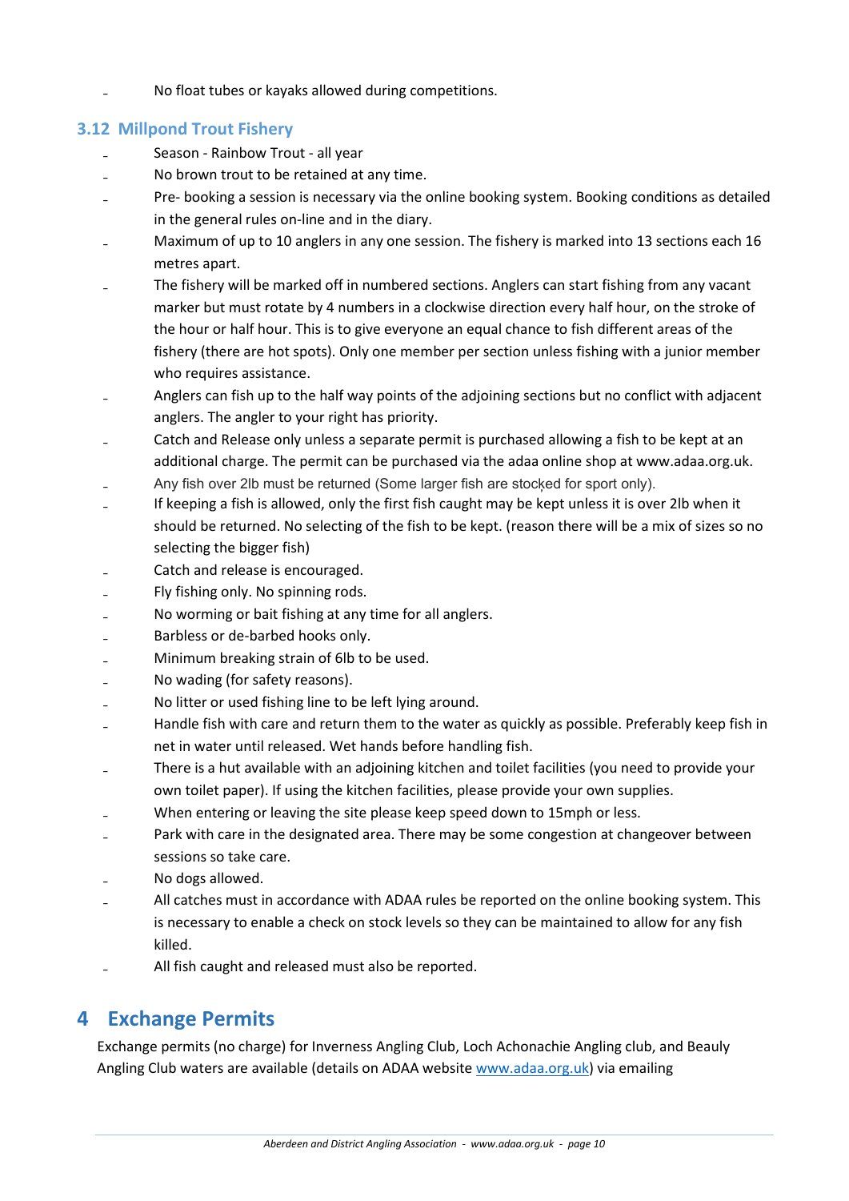- No float tubes or kayaks allowed during competitions.

### 3.12 Millpond Trout Fishery

- Season - Rainbow Trout - all year
- No brown trout to be retained at any time.
- Pre- booking a session is necessary via the online booking system. Booking conditions as detailed in the general rules on-line and in the diary.
- Maximum of up to 10 anglers in any one session. The fishery is marked into 13 sections each 16 metres apart.
- The fishery will be marked off in numbered sections. Anglers can start fishing from any vacant marker but must rotate by 4 numbers in a clockwise direction every half hour, on the stroke of the hour or half hour. This is to give everyone an equal chance to fish different areas of the fishery (there are hot spots). Only one member per section unless fishing with a junior member who requires assistance.
- Anglers can fish up to the half way points of the adjoining sections but no conflict with adjacent anglers. The angler to your right has priority.
- Catch and Release only unless a separate permit is purchased allowing a fish to be kept at an additional charge. The permit can be purchased via the adaa online shop at www.adaa.org.uk.
- Any fish over 2lb must be returned (Some larger fish are stocked for sport only).
- If keeping a fish is allowed, only the first fish caught may be kept unless it is over 2lb when it should be returned. No selecting of the fish to be kept. (reason there will be a mix of sizes so no selecting the bigger fish)
- Catch and release is encouraged.
- Fly fishing only. No spinning rods.
- No worming or bait fishing at any time for all anglers.
- Barbless or de-barbed hooks only.
- Minimum breaking strain of 6lb to be used.
- No wading (for safety reasons).
- No litter or used fishing line to be left lying around.
- Handle fish with care and return them to the water as quickly as possible. Preferably keep fish in net in water until released. Wet hands before handling fish.
- There is a hut available with an adjoining kitchen and toilet facilities (you need to provide your own toilet paper). If using the kitchen facilities, please provide your own supplies.
- When entering or leaving the site please keep speed down to 15mph or less.
- Park with care in the designated area. There may be some congestion at changeover between sessions so take care.
- No dogs allowed.
- All catches must in accordance with ADAA rules be reported on the online booking system. This is necessary to enable a check on stock levels so they can be maintained to allow for any fish killed.
- All fish caught and released must also be reported.

## 4 Exchange Permits

Exchange permits (no charge) for Inverness Angling Club, Loch Achonachie Angling club, and Beauly Angling Club waters are available (details on ADAA website www.adaa.org.uk) via emailing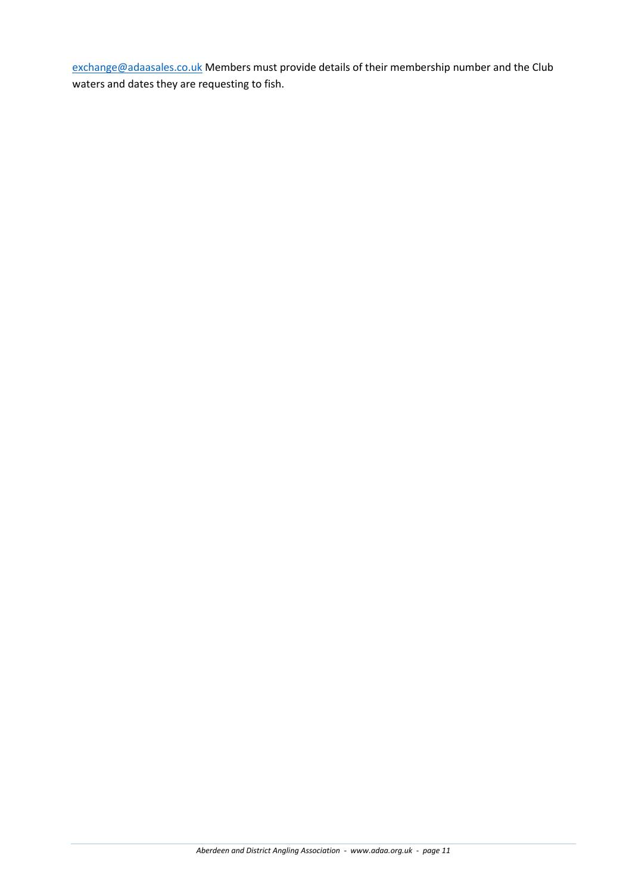[exchange@adaasales.co.uk](mailto:exchange@adaasales.co.uk) Members must provide details of their membership number and the Club waters and dates they are requesting to fish.